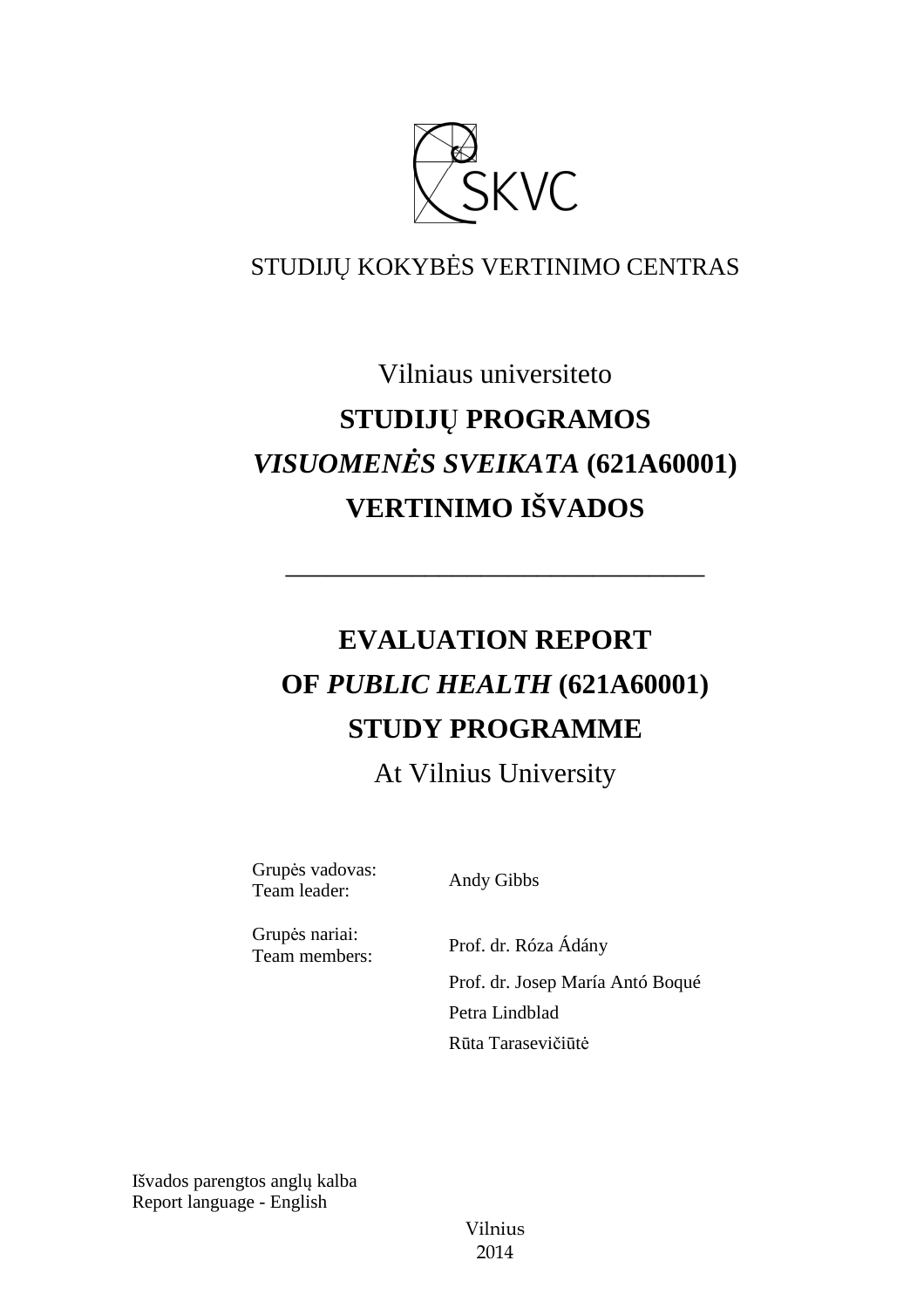STUDIJŲ KOKYBĖS VERTINIMO CENTRAS

Vilniaus universiteto

**STUDIJŲ PROGRAMOS**

***VISUOMENĖS SVEIKATA* (621A60001)**

**VERTINIMO IŠVADOS**

---

**EVALUATION REPORT**

**OF *PUBLIC HEALTH* (621A60001)**

**STUDY PROGRAMME**

At Vilnius University

| | |
|---|---|
| Grupės vadovas:<br>Team leader: | Andy Gibbs |
| Grupės nariai:<br>Team members: | Prof. dr. Róza Ádány |
| | Prof. dr. Josep María Antó Boqué |
| | Petra Lindblad |
| | Rūta Tarasevičiūtė |

Išvados parengtos anglų kalba
Report language - English

Vilnius
2014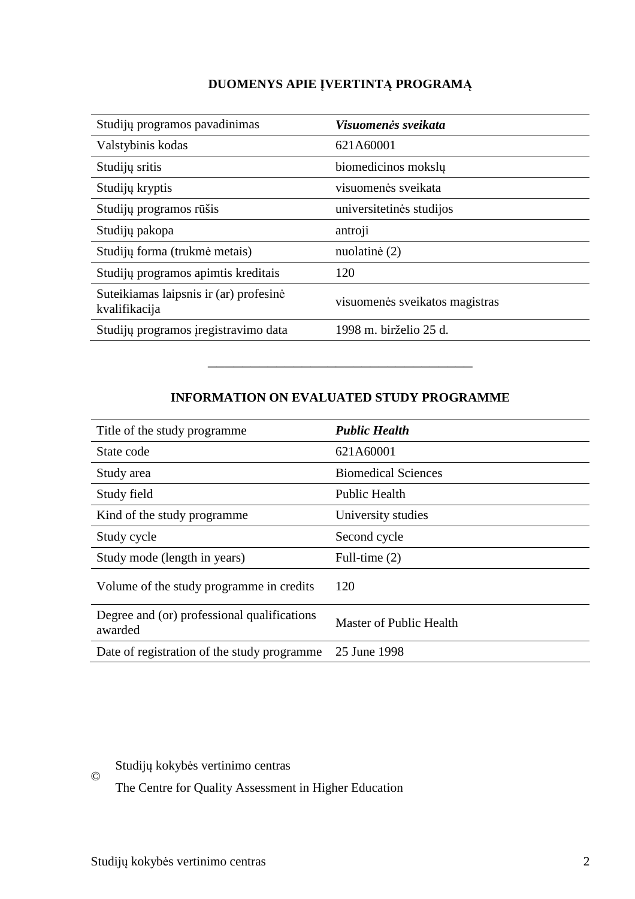## DUOMENYS APIE ĮVERTINTĄ PROGRAMĄ

| | |
|---|---|
| Studijų programos pavadinimas | ***Visuomenės sveikata*** |
| Valstybinis kodas | 621A60001 |
| Studijų sritis | biomedicinos mokslų |
| Studijų kryptis | visuomenės sveikata |
| Studijų programos rūšis | universitetinės studijos |
| Studijų pakopa | antroji |
| Studijų forma (trukmė metais) | nuolatinė (2) |
| Studijų programos apimtis kreditais | 120 |
| Suteikiamas laipsnis ir (ar) profesinė kvalifikacija | visuomenės sveikatos magistras |
| Studijų programos įregistravimo data | 1998 m. birželio 25 d. |

---

## INFORMATION ON EVALUATED STUDY PROGRAMME

| | |
|---|---|
| Title of the study programme | ***Public Health*** |
| State code | 621A60001 |
| Study area | Biomedical Sciences |
| Study field | Public Health |
| Kind of the study programme | University studies |
| Study cycle | Second cycle |
| Study mode (length in years) | Full-time (2) |
| Volume of the study programme in credits | 120 |
| Degree and (or) professional qualifications awarded | Master of Public Health |
| Date of registration of the study programme | 25 June 1998 |

© Studijų kokybės vertinimo centras

The Centre for Quality Assessment in Higher Education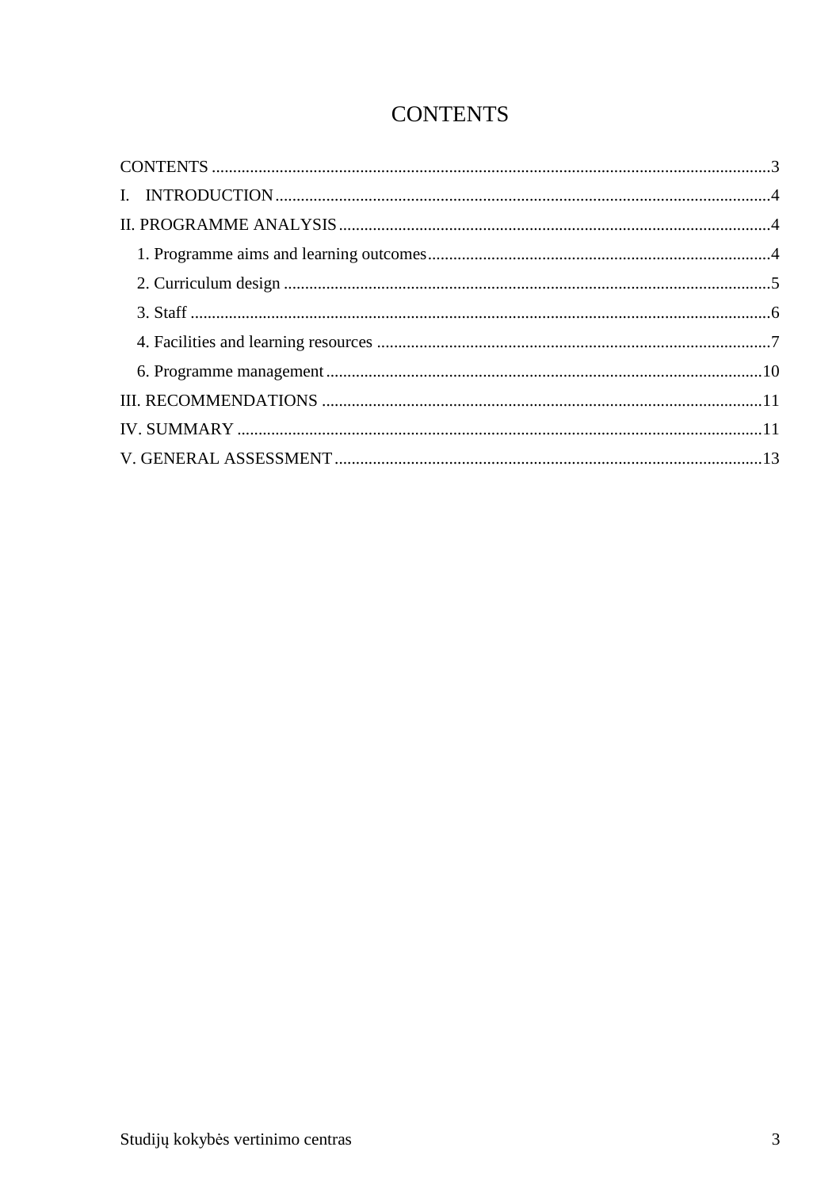# CONTENTS

CONTENTS ........................................................................................................................3

I. INTRODUCTION..........................................................................................................4

II. PROGRAMME ANALYSIS ...........................................................................................4

1. Programme aims and learning outcomes ...................................................................4
2. Curriculum design ......................................................................................................5
3. Staff ...........................................................................................................................6
4. Facilities and learning resources ...............................................................................7
6. Programme management ..........................................................................................10

III. RECOMMENDATIONS .............................................................................................11

IV. SUMMARY ................................................................................................................11

V. GENERAL ASSESSMENT ..........................................................................................13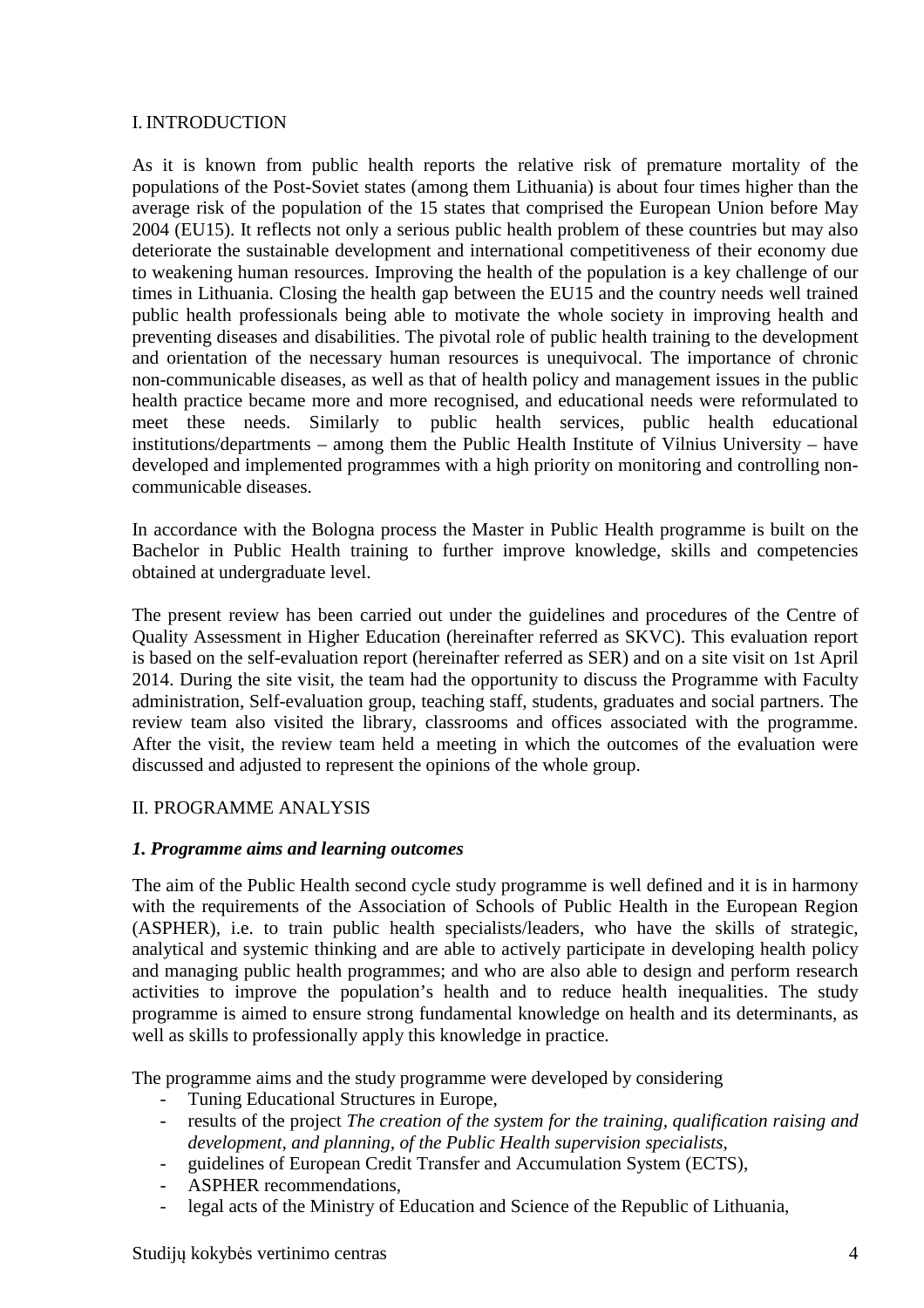## I. INTRODUCTION

As it is known from public health reports the relative risk of premature mortality of the populations of the Post-Soviet states (among them Lithuania) is about four times higher than the average risk of the population of the 15 states that comprised the European Union before May 2004 (EU15). It reflects not only a serious public health problem of these countries but may also deteriorate the sustainable development and international competitiveness of their economy due to weakening human resources. Improving the health of the population is a key challenge of our times in Lithuania. Closing the health gap between the EU15 and the country needs well trained public health professionals being able to motivate the whole society in improving health and preventing diseases and disabilities. The pivotal role of public health training to the development and orientation of the necessary human resources is unequivocal. The importance of chronic non-communicable diseases, as well as that of health policy and management issues in the public health practice became more and more recognised, and educational needs were reformulated to meet these needs. Similarly to public health services, public health educational institutions/departments – among them the Public Health Institute of Vilnius University – have developed and implemented programmes with a high priority on monitoring and controlling non-communicable diseases.

In accordance with the Bologna process the Master in Public Health programme is built on the Bachelor in Public Health training to further improve knowledge, skills and competencies obtained at undergraduate level.

The present review has been carried out under the guidelines and procedures of the Centre of Quality Assessment in Higher Education (hereinafter referred as SKVC). This evaluation report is based on the self-evaluation report (hereinafter referred as SER) and on a site visit on 1st April 2014. During the site visit, the team had the opportunity to discuss the Programme with Faculty administration, Self-evaluation group, teaching staff, students, graduates and social partners. The review team also visited the library, classrooms and offices associated with the programme. After the visit, the review team held a meeting in which the outcomes of the evaluation were discussed and adjusted to represent the opinions of the whole group.

## II. PROGRAMME ANALYSIS

### *1. Programme aims and learning outcomes*

The aim of the Public Health second cycle study programme is well defined and it is in harmony with the requirements of the Association of Schools of Public Health in the European Region (ASPHER), i.e. to train public health specialists/leaders, who have the skills of strategic, analytical and systemic thinking and are able to actively participate in developing health policy and managing public health programmes; and who are also able to design and perform research activities to improve the population's health and to reduce health inequalities. The study programme is aimed to ensure strong fundamental knowledge on health and its determinants, as well as skills to professionally apply this knowledge in practice.

The programme aims and the study programme were developed by considering

- Tuning Educational Structures in Europe,
- results of the project *The creation of the system for the training, qualification raising and development, and planning, of the Public Health supervision specialists*,
- guidelines of European Credit Transfer and Accumulation System (ECTS),
- ASPHER recommendations,
- legal acts of the Ministry of Education and Science of the Republic of Lithuania,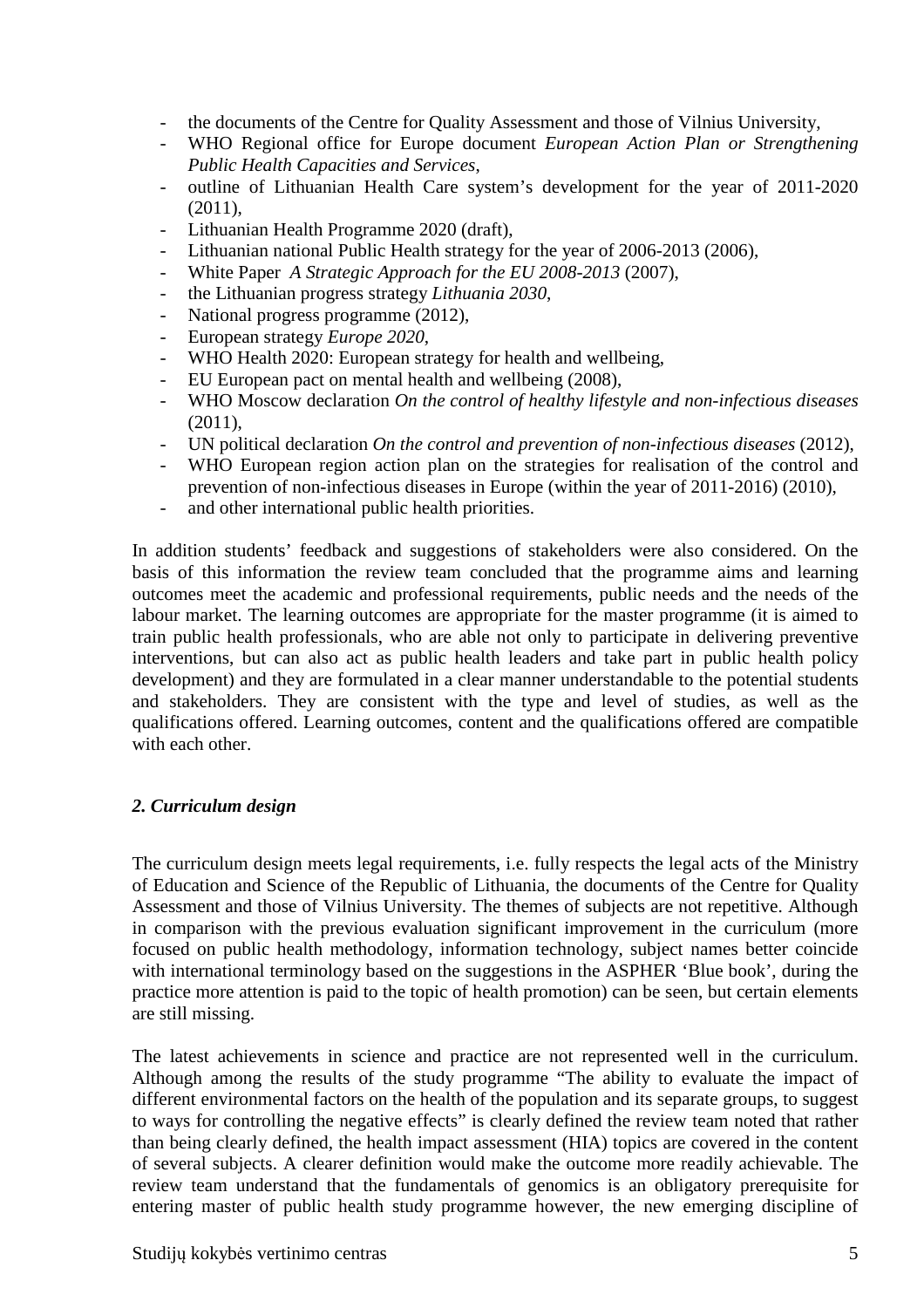- the documents of the Centre for Quality Assessment and those of Vilnius University,
- WHO Regional office for Europe document *European Action Plan or Strengthening Public Health Capacities and Services*,
- outline of Lithuanian Health Care system's development for the year of 2011-2020 (2011),
- Lithuanian Health Programme 2020 (draft),
- Lithuanian national Public Health strategy for the year of 2006-2013 (2006),
- White Paper *A Strategic Approach for the EU 2008-2013* (2007),
- the Lithuanian progress strategy *Lithuania 2030*,
- National progress programme (2012),
- European strategy *Europe 2020*,
- WHO Health 2020: European strategy for health and wellbeing,
- EU European pact on mental health and wellbeing (2008),
- WHO Moscow declaration *On the control of healthy lifestyle and non-infectious diseases* (2011),
- UN political declaration *On the control and prevention of non-infectious diseases* (2012),
- WHO European region action plan on the strategies for realisation of the control and prevention of non-infectious diseases in Europe (within the year of 2011-2016) (2010),
- and other international public health priorities.

In addition students' feedback and suggestions of stakeholders were also considered. On the basis of this information the review team concluded that the programme aims and learning outcomes meet the academic and professional requirements, public needs and the needs of the labour market. The learning outcomes are appropriate for the master programme (it is aimed to train public health professionals, who are able not only to participate in delivering preventive interventions, but can also act as public health leaders and take part in public health policy development) and they are formulated in a clear manner understandable to the potential students and stakeholders. They are consistent with the type and level of studies, as well as the qualifications offered. Learning outcomes, content and the qualifications offered are compatible with each other.

### *2. Curriculum design*

The curriculum design meets legal requirements, i.e. fully respects the legal acts of the Ministry of Education and Science of the Republic of Lithuania, the documents of the Centre for Quality Assessment and those of Vilnius University. The themes of subjects are not repetitive. Although in comparison with the previous evaluation significant improvement in the curriculum (more focused on public health methodology, information technology, subject names better coincide with international terminology based on the suggestions in the ASPHER 'Blue book', during the practice more attention is paid to the topic of health promotion) can be seen, but certain elements are still missing.

The latest achievements in science and practice are not represented well in the curriculum. Although among the results of the study programme "The ability to evaluate the impact of different environmental factors on the health of the population and its separate groups, to suggest to ways for controlling the negative effects" is clearly defined the review team noted that rather than being clearly defined, the health impact assessment (HIA) topics are covered in the content of several subjects. A clearer definition would make the outcome more readily achievable. The review team understand that the fundamentals of genomics is an obligatory prerequisite for entering master of public health study programme however, the new emerging discipline of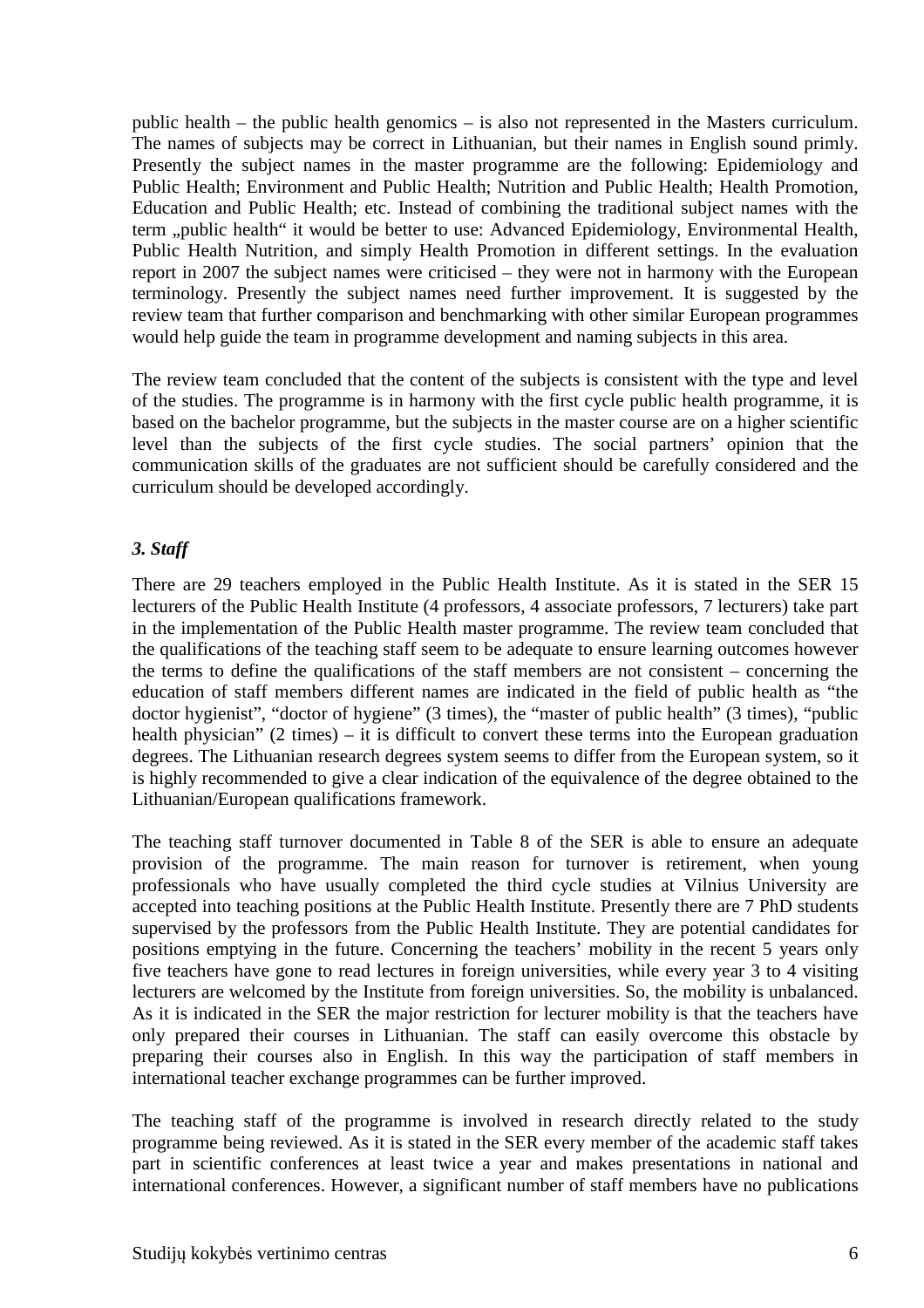public health – the public health genomics – is also not represented in the Masters curriculum. The names of subjects may be correct in Lithuanian, but their names in English sound primly. Presently the subject names in the master programme are the following: Epidemiology and Public Health; Environment and Public Health; Nutrition and Public Health; Health Promotion, Education and Public Health; etc. Instead of combining the traditional subject names with the term „public health“ it would be better to use: Advanced Epidemiology, Environmental Health, Public Health Nutrition, and simply Health Promotion in different settings. In the evaluation report in 2007 the subject names were criticised – they were not in harmony with the European terminology. Presently the subject names need further improvement. It is suggested by the review team that further comparison and benchmarking with other similar European programmes would help guide the team in programme development and naming subjects in this area.

The review team concluded that the content of the subjects is consistent with the type and level of the studies. The programme is in harmony with the first cycle public health programme, it is based on the bachelor programme, but the subjects in the master course are on a higher scientific level than the subjects of the first cycle studies. The social partners' opinion that the communication skills of the graduates are not sufficient should be carefully considered and the curriculum should be developed accordingly.

### *3. Staff*

There are 29 teachers employed in the Public Health Institute. As it is stated in the SER 15 lecturers of the Public Health Institute (4 professors, 4 associate professors, 7 lecturers) take part in the implementation of the Public Health master programme. The review team concluded that the qualifications of the teaching staff seem to be adequate to ensure learning outcomes however the terms to define the qualifications of the staff members are not consistent – concerning the education of staff members different names are indicated in the field of public health as "the doctor hygienist", "doctor of hygiene" (3 times), the "master of public health" (3 times), "public health physician" (2 times) – it is difficult to convert these terms into the European graduation degrees. The Lithuanian research degrees system seems to differ from the European system, so it is highly recommended to give a clear indication of the equivalence of the degree obtained to the Lithuanian/European qualifications framework.

The teaching staff turnover documented in Table 8 of the SER is able to ensure an adequate provision of the programme. The main reason for turnover is retirement, when young professionals who have usually completed the third cycle studies at Vilnius University are accepted into teaching positions at the Public Health Institute. Presently there are 7 PhD students supervised by the professors from the Public Health Institute. They are potential candidates for positions emptying in the future. Concerning the teachers' mobility in the recent 5 years only five teachers have gone to read lectures in foreign universities, while every year 3 to 4 visiting lecturers are welcomed by the Institute from foreign universities. So, the mobility is unbalanced. As it is indicated in the SER the major restriction for lecturer mobility is that the teachers have only prepared their courses in Lithuanian. The staff can easily overcome this obstacle by preparing their courses also in English. In this way the participation of staff members in international teacher exchange programmes can be further improved.

The teaching staff of the programme is involved in research directly related to the study programme being reviewed. As it is stated in the SER every member of the academic staff takes part in scientific conferences at least twice a year and makes presentations in national and international conferences. However, a significant number of staff members have no publications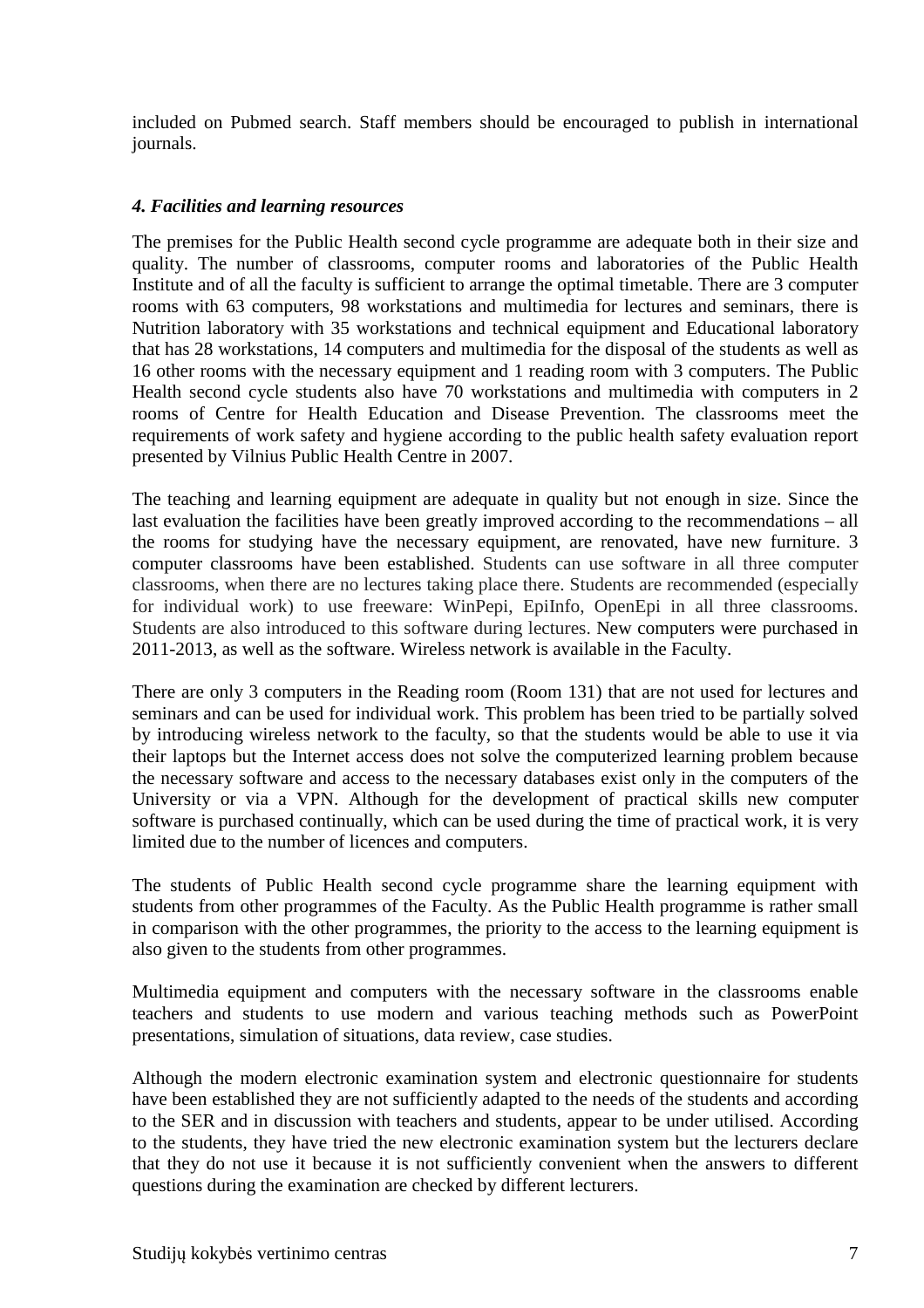included on Pubmed search. Staff members should be encouraged to publish in international journals.

#### *4. Facilities and learning resources*

The premises for the Public Health second cycle programme are adequate both in their size and quality. The number of classrooms, computer rooms and laboratories of the Public Health Institute and of all the faculty is sufficient to arrange the optimal timetable. There are 3 computer rooms with 63 computers, 98 workstations and multimedia for lectures and seminars, there is Nutrition laboratory with 35 workstations and technical equipment and Educational laboratory that has 28 workstations, 14 computers and multimedia for the disposal of the students as well as 16 other rooms with the necessary equipment and 1 reading room with 3 computers. The Public Health second cycle students also have 70 workstations and multimedia with computers in 2 rooms of Centre for Health Education and Disease Prevention. The classrooms meet the requirements of work safety and hygiene according to the public health safety evaluation report presented by Vilnius Public Health Centre in 2007.

The teaching and learning equipment are adequate in quality but not enough in size. Since the last evaluation the facilities have been greatly improved according to the recommendations – all the rooms for studying have the necessary equipment, are renovated, have new furniture. 3 computer classrooms have been established. Students can use software in all three computer classrooms, when there are no lectures taking place there. Students are recommended (especially for individual work) to use freeware: WinPepi, EpiInfo, OpenEpi in all three classrooms. Students are also introduced to this software during lectures. New computers were purchased in 2011-2013, as well as the software. Wireless network is available in the Faculty.

There are only 3 computers in the Reading room (Room 131) that are not used for lectures and seminars and can be used for individual work. This problem has been tried to be partially solved by introducing wireless network to the faculty, so that the students would be able to use it via their laptops but the Internet access does not solve the computerized learning problem because the necessary software and access to the necessary databases exist only in the computers of the University or via a VPN. Although for the development of practical skills new computer software is purchased continually, which can be used during the time of practical work, it is very limited due to the number of licences and computers.

The students of Public Health second cycle programme share the learning equipment with students from other programmes of the Faculty. As the Public Health programme is rather small in comparison with the other programmes, the priority to the access to the learning equipment is also given to the students from other programmes.

Multimedia equipment and computers with the necessary software in the classrooms enable teachers and students to use modern and various teaching methods such as PowerPoint presentations, simulation of situations, data review, case studies.

Although the modern electronic examination system and electronic questionnaire for students have been established they are not sufficiently adapted to the needs of the students and according to the SER and in discussion with teachers and students, appear to be under utilised. According to the students, they have tried the new electronic examination system but the lecturers declare that they do not use it because it is not sufficiently convenient when the answers to different questions during the examination are checked by different lecturers.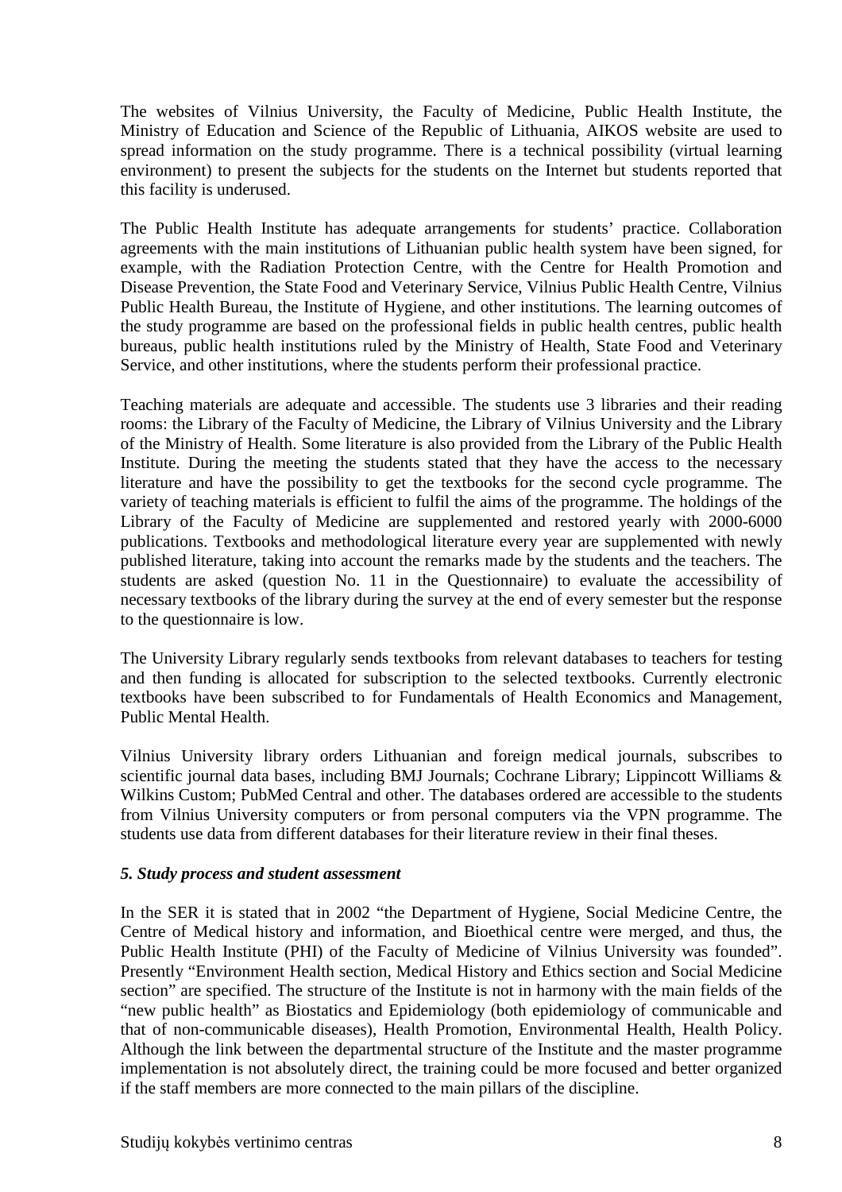The websites of Vilnius University, the Faculty of Medicine, Public Health Institute, the Ministry of Education and Science of the Republic of Lithuania, AIKOS website are used to spread information on the study programme. There is a technical possibility (virtual learning environment) to present the subjects for the students on the Internet but students reported that this facility is underused.

The Public Health Institute has adequate arrangements for students' practice. Collaboration agreements with the main institutions of Lithuanian public health system have been signed, for example, with the Radiation Protection Centre, with the Centre for Health Promotion and Disease Prevention, the State Food and Veterinary Service, Vilnius Public Health Centre, Vilnius Public Health Bureau, the Institute of Hygiene, and other institutions. The learning outcomes of the study programme are based on the professional fields in public health centres, public health bureaus, public health institutions ruled by the Ministry of Health, State Food and Veterinary Service, and other institutions, where the students perform their professional practice.

Teaching materials are adequate and accessible. The students use 3 libraries and their reading rooms: the Library of the Faculty of Medicine, the Library of Vilnius University and the Library of the Ministry of Health. Some literature is also provided from the Library of the Public Health Institute. During the meeting the students stated that they have the access to the necessary literature and have the possibility to get the textbooks for the second cycle programme. The variety of teaching materials is efficient to fulfil the aims of the programme. The holdings of the Library of the Faculty of Medicine are supplemented and restored yearly with 2000-6000 publications. Textbooks and methodological literature every year are supplemented with newly published literature, taking into account the remarks made by the students and the teachers. The students are asked (question No. 11 in the Questionnaire) to evaluate the accessibility of necessary textbooks of the library during the survey at the end of every semester but the response to the questionnaire is low.

The University Library regularly sends textbooks from relevant databases to teachers for testing and then funding is allocated for subscription to the selected textbooks. Currently electronic textbooks have been subscribed to for Fundamentals of Health Economics and Management, Public Mental Health.

Vilnius University library orders Lithuanian and foreign medical journals, subscribes to scientific journal data bases, including BMJ Journals; Cochrane Library; Lippincott Williams & Wilkins Custom; PubMed Central and other. The databases ordered are accessible to the students from Vilnius University computers or from personal computers via the VPN programme. The students use data from different databases for their literature review in their final theses.

### *5. Study process and student assessment*

In the SER it is stated that in 2002 "the Department of Hygiene, Social Medicine Centre, the Centre of Medical history and information, and Bioethical centre were merged, and thus, the Public Health Institute (PHI) of the Faculty of Medicine of Vilnius University was founded". Presently "Environment Health section, Medical History and Ethics section and Social Medicine section" are specified. The structure of the Institute is not in harmony with the main fields of the "new public health" as Biostatics and Epidemiology (both epidemiology of communicable and that of non-communicable diseases), Health Promotion, Environmental Health, Health Policy. Although the link between the departmental structure of the Institute and the master programme implementation is not absolutely direct, the training could be more focused and better organized if the staff members are more connected to the main pillars of the discipline.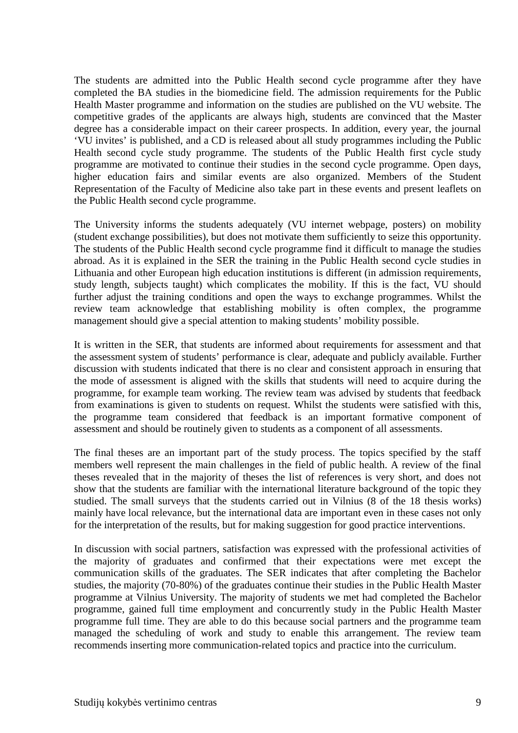The students are admitted into the Public Health second cycle programme after they have completed the BA studies in the biomedicine field. The admission requirements for the Public Health Master programme and information on the studies are published on the VU website. The competitive grades of the applicants are always high, students are convinced that the Master degree has a considerable impact on their career prospects. In addition, every year, the journal 'VU invites' is published, and a CD is released about all study programmes including the Public Health second cycle study programme. The students of the Public Health first cycle study programme are motivated to continue their studies in the second cycle programme. Open days, higher education fairs and similar events are also organized. Members of the Student Representation of the Faculty of Medicine also take part in these events and present leaflets on the Public Health second cycle programme.

The University informs the students adequately (VU internet webpage, posters) on mobility (student exchange possibilities), but does not motivate them sufficiently to seize this opportunity. The students of the Public Health second cycle programme find it difficult to manage the studies abroad. As it is explained in the SER the training in the Public Health second cycle studies in Lithuania and other European high education institutions is different (in admission requirements, study length, subjects taught) which complicates the mobility. If this is the fact, VU should further adjust the training conditions and open the ways to exchange programmes. Whilst the review team acknowledge that establishing mobility is often complex, the programme management should give a special attention to making students' mobility possible.

It is written in the SER, that students are informed about requirements for assessment and that the assessment system of students' performance is clear, adequate and publicly available. Further discussion with students indicated that there is no clear and consistent approach in ensuring that the mode of assessment is aligned with the skills that students will need to acquire during the programme, for example team working. The review team was advised by students that feedback from examinations is given to students on request. Whilst the students were satisfied with this, the programme team considered that feedback is an important formative component of assessment and should be routinely given to students as a component of all assessments.

The final theses are an important part of the study process. The topics specified by the staff members well represent the main challenges in the field of public health. A review of the final theses revealed that in the majority of theses the list of references is very short, and does not show that the students are familiar with the international literature background of the topic they studied. The small surveys that the students carried out in Vilnius (8 of the 18 thesis works) mainly have local relevance, but the international data are important even in these cases not only for the interpretation of the results, but for making suggestion for good practice interventions.

In discussion with social partners, satisfaction was expressed with the professional activities of the majority of graduates and confirmed that their expectations were met except the communication skills of the graduates. The SER indicates that after completing the Bachelor studies, the majority (70-80%) of the graduates continue their studies in the Public Health Master programme at Vilnius University. The majority of students we met had completed the Bachelor programme, gained full time employment and concurrently study in the Public Health Master programme full time. They are able to do this because social partners and the programme team managed the scheduling of work and study to enable this arrangement. The review team recommends inserting more communication-related topics and practice into the curriculum.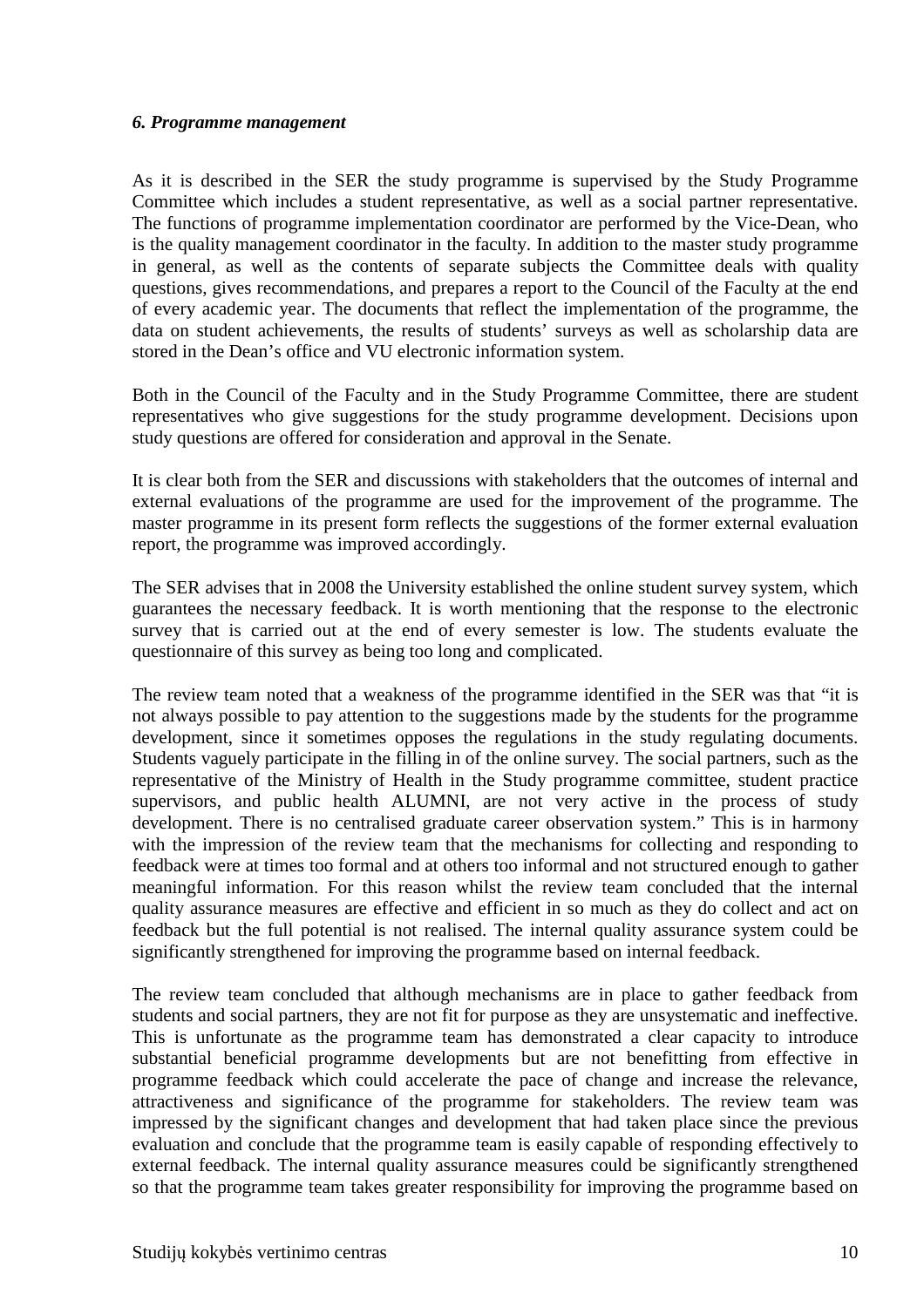### *6. Programme management*

As it is described in the SER the study programme is supervised by the Study Programme Committee which includes a student representative, as well as a social partner representative. The functions of programme implementation coordinator are performed by the Vice-Dean, who is the quality management coordinator in the faculty. In addition to the master study programme in general, as well as the contents of separate subjects the Committee deals with quality questions, gives recommendations, and prepares a report to the Council of the Faculty at the end of every academic year. The documents that reflect the implementation of the programme, the data on student achievements, the results of students' surveys as well as scholarship data are stored in the Dean's office and VU electronic information system.

Both in the Council of the Faculty and in the Study Programme Committee, there are student representatives who give suggestions for the study programme development. Decisions upon study questions are offered for consideration and approval in the Senate.

It is clear both from the SER and discussions with stakeholders that the outcomes of internal and external evaluations of the programme are used for the improvement of the programme. The master programme in its present form reflects the suggestions of the former external evaluation report, the programme was improved accordingly.

The SER advises that in 2008 the University established the online student survey system, which guarantees the necessary feedback. It is worth mentioning that the response to the electronic survey that is carried out at the end of every semester is low. The students evaluate the questionnaire of this survey as being too long and complicated.

The review team noted that a weakness of the programme identified in the SER was that "it is not always possible to pay attention to the suggestions made by the students for the programme development, since it sometimes opposes the regulations in the study regulating documents. Students vaguely participate in the filling in of the online survey. The social partners, such as the representative of the Ministry of Health in the Study programme committee, student practice supervisors, and public health ALUMNI, are not very active in the process of study development. There is no centralised graduate career observation system." This is in harmony with the impression of the review team that the mechanisms for collecting and responding to feedback were at times too formal and at others too informal and not structured enough to gather meaningful information. For this reason whilst the review team concluded that the internal quality assurance measures are effective and efficient in so much as they do collect and act on feedback but the full potential is not realised. The internal quality assurance system could be significantly strengthened for improving the programme based on internal feedback.

The review team concluded that although mechanisms are in place to gather feedback from students and social partners, they are not fit for purpose as they are unsystematic and ineffective. This is unfortunate as the programme team has demonstrated a clear capacity to introduce substantial beneficial programme developments but are not benefitting from effective in programme feedback which could accelerate the pace of change and increase the relevance, attractiveness and significance of the programme for stakeholders. The review team was impressed by the significant changes and development that had taken place since the previous evaluation and conclude that the programme team is easily capable of responding effectively to external feedback. The internal quality assurance measures could be significantly strengthened so that the programme team takes greater responsibility for improving the programme based on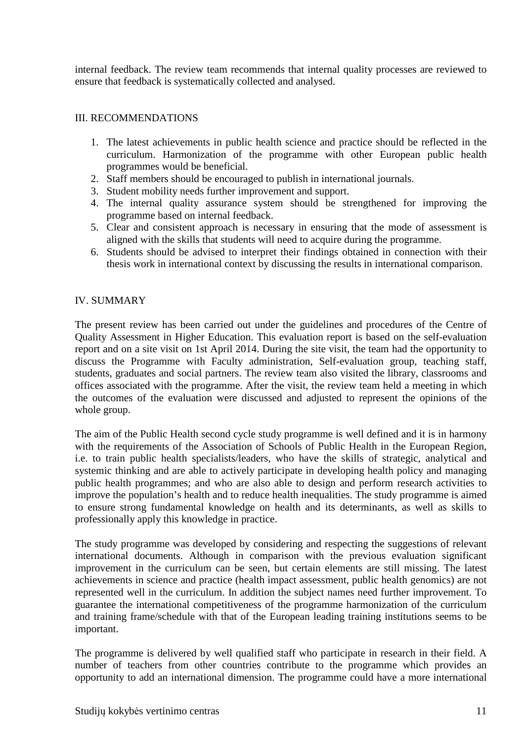internal feedback. The review team recommends that internal quality processes are reviewed to ensure that feedback is systematically collected and analysed.

## III. RECOMMENDATIONS

1. The latest achievements in public health science and practice should be reflected in the curriculum. Harmonization of the programme with other European public health programmes would be beneficial.
2. Staff members should be encouraged to publish in international journals.
3. Student mobility needs further improvement and support.
4. The internal quality assurance system should be strengthened for improving the programme based on internal feedback.
5. Clear and consistent approach is necessary in ensuring that the mode of assessment is aligned with the skills that students will need to acquire during the programme.
6. Students should be advised to interpret their findings obtained in connection with their thesis work in international context by discussing the results in international comparison.

## IV. SUMMARY

The present review has been carried out under the guidelines and procedures of the Centre of Quality Assessment in Higher Education. This evaluation report is based on the self-evaluation report and on a site visit on 1st April 2014. During the site visit, the team had the opportunity to discuss the Programme with Faculty administration, Self-evaluation group, teaching staff, students, graduates and social partners. The review team also visited the library, classrooms and offices associated with the programme. After the visit, the review team held a meeting in which the outcomes of the evaluation were discussed and adjusted to represent the opinions of the whole group.

The aim of the Public Health second cycle study programme is well defined and it is in harmony with the requirements of the Association of Schools of Public Health in the European Region, i.e. to train public health specialists/leaders, who have the skills of strategic, analytical and systemic thinking and are able to actively participate in developing health policy and managing public health programmes; and who are also able to design and perform research activities to improve the population's health and to reduce health inequalities. The study programme is aimed to ensure strong fundamental knowledge on health and its determinants, as well as skills to professionally apply this knowledge in practice.

The study programme was developed by considering and respecting the suggestions of relevant international documents. Although in comparison with the previous evaluation significant improvement in the curriculum can be seen, but certain elements are still missing. The latest achievements in science and practice (health impact assessment, public health genomics) are not represented well in the curriculum. In addition the subject names need further improvement. To guarantee the international competitiveness of the programme harmonization of the curriculum and training frame/schedule with that of the European leading training institutions seems to be important.

The programme is delivered by well qualified staff who participate in research in their field. A number of teachers from other countries contribute to the programme which provides an opportunity to add an international dimension. The programme could have a more international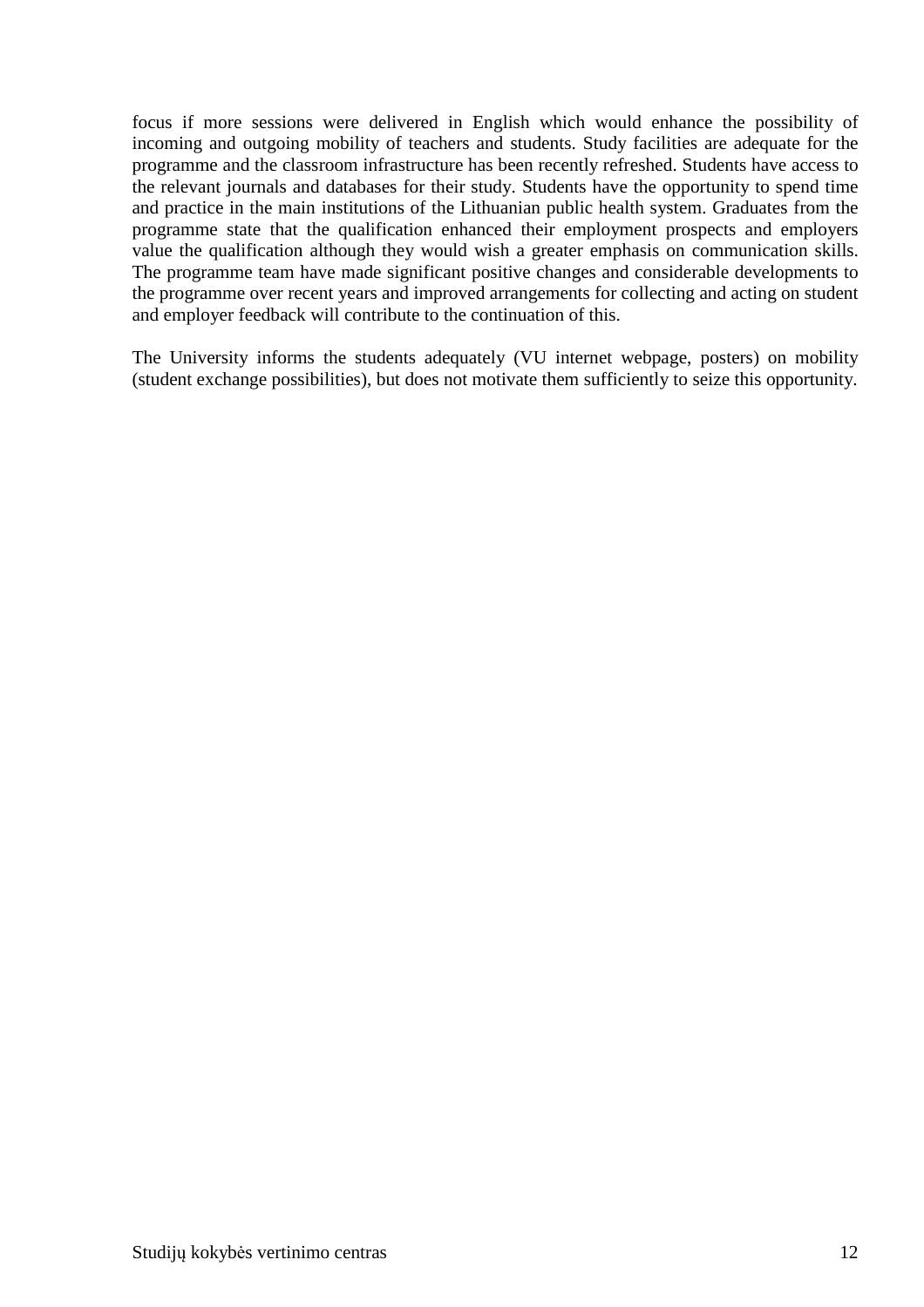focus if more sessions were delivered in English which would enhance the possibility of incoming and outgoing mobility of teachers and students. Study facilities are adequate for the programme and the classroom infrastructure has been recently refreshed. Students have access to the relevant journals and databases for their study. Students have the opportunity to spend time and practice in the main institutions of the Lithuanian public health system. Graduates from the programme state that the qualification enhanced their employment prospects and employers value the qualification although they would wish a greater emphasis on communication skills. The programme team have made significant positive changes and considerable developments to the programme over recent years and improved arrangements for collecting and acting on student and employer feedback will contribute to the continuation of this.

The University informs the students adequately (VU internet webpage, posters) on mobility (student exchange possibilities), but does not motivate them sufficiently to seize this opportunity.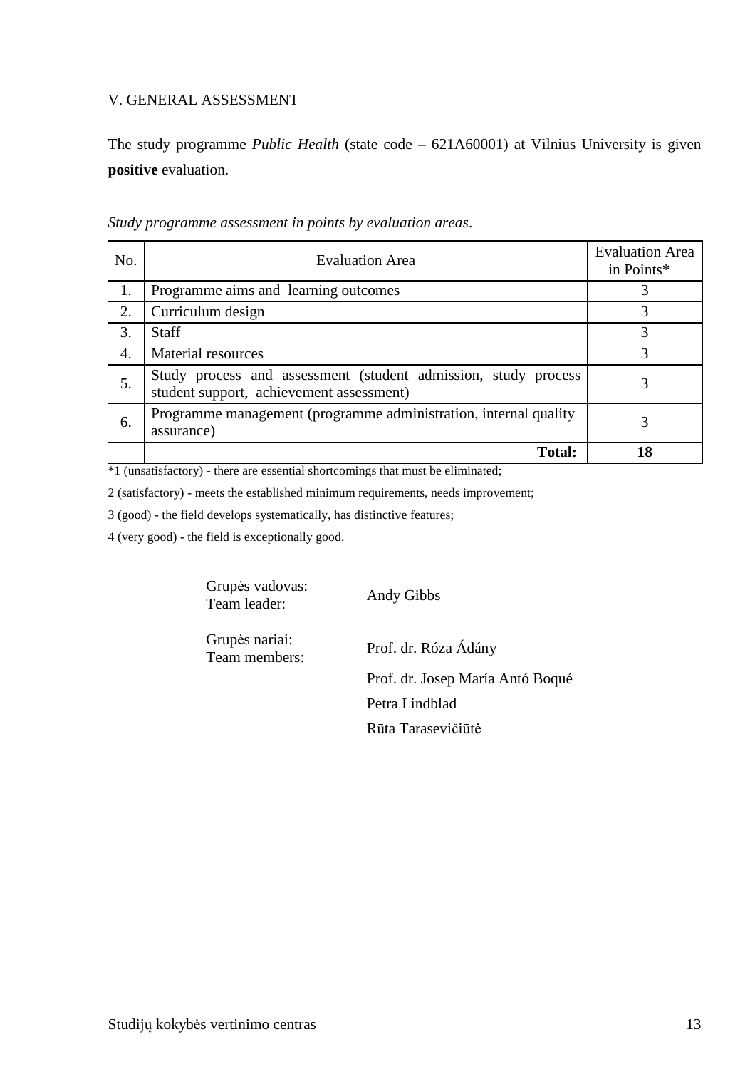## V. GENERAL ASSESSMENT

The study programme *Public Health* (state code – 621A60001) at Vilnius University is given **positive** evaluation.

*Study programme assessment in points by evaluation areas*.

| No. | Evaluation Area | Evaluation Area in Points* |
|---|---|---|
| 1. | Programme aims and learning outcomes | 3 |
| 2. | Curriculum design | 3 |
| 3. | Staff | 3 |
| 4. | Material resources | 3 |
| 5. | Study process and assessment (student admission, study process student support, achievement assessment) | 3 |
| 6. | Programme management (programme administration, internal quality assurance) | 3 |
| | **Total:** | **18** |

*1 (unsatisfactory) - there are essential shortcomings that must be eliminated;

2 (satisfactory) - meets the established minimum requirements, needs improvement;

3 (good) - the field develops systematically, has distinctive features;

4 (very good) - the field is exceptionally good.

Grupės vadovas:
Team leader: Andy Gibbs

Grupės nariai:
Team members: Prof. dr. Róza Ádány

Prof. dr. Josep María Antó Boqué

Petra Lindblad

Rūta Tarasevičiūtė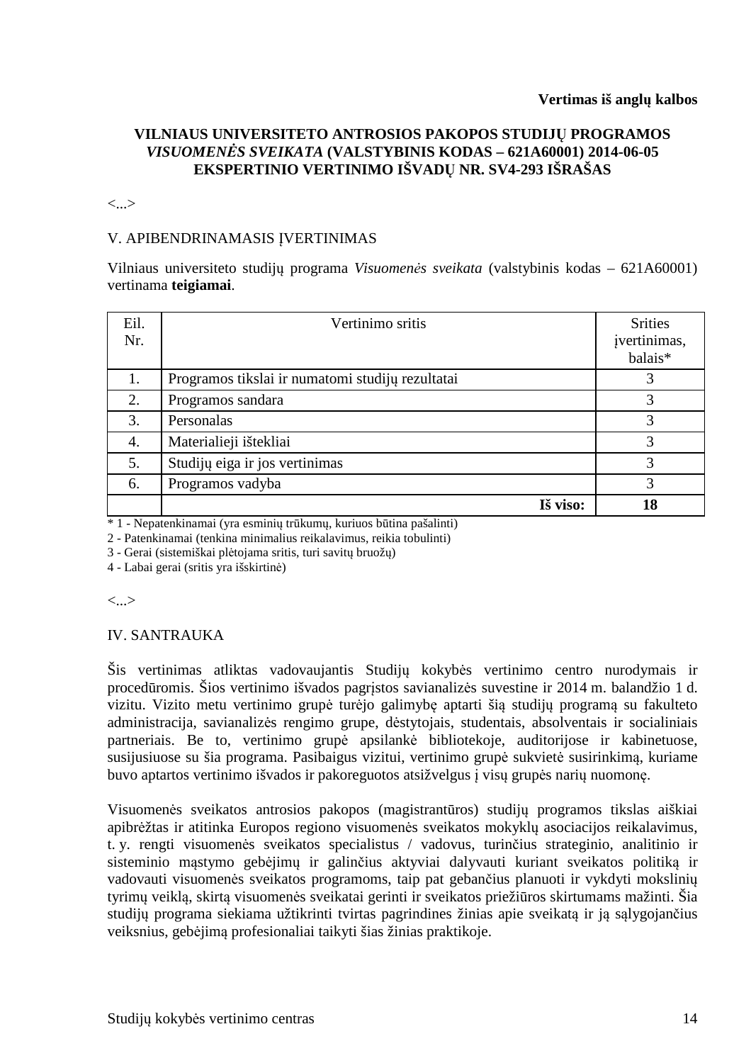**Vertimas iš anglų kalbos**

**VILNIAUS UNIVERSITETO ANTROSIOS PAKOPOS STUDIJŲ PROGRAMOS *VISUOMENĖS SVEIKATA* (VALSTYBINIS KODAS – 621A60001) 2014-06-05 EKSPERTINIO VERTINIMO IŠVADŲ NR. SV4-293 IŠRAŠAS**

<...>

V. APIBENDRINAMASIS ĮVERTINIMAS

Vilniaus universiteto studijų programa *Visuomenės sveikata* (valstybinis kodas – 621A60001) vertinama **teigiamai**.

| Eil. Nr. | Vertinimo sritis | Srities įvertinimas, balais* |
|---|---|---|
| 1. | Programos tikslai ir numatomi studijų rezultatai | 3 |
| 2. | Programos sandara | 3 |
| 3. | Personalas | 3 |
| 4. | Materialieji ištekliai | 3 |
| 5. | Studijų eiga ir jos vertinimas | 3 |
| 6. | Programos vadyba | 3 |
| | **Iš viso:** | **18** |

\* 1 - Nepatenkinamai (yra esminių trūkumų, kuriuos būtina pašalinti)
2 - Patenkinamai (tenkina minimalius reikalavimus, reikia tobulinti)
3 - Gerai (sistemiškai plėtojama sritis, turi savitų bruožų)
4 - Labai gerai (sritis yra išskirtinė)

<...>

IV. SANTRAUKA

Šis vertinimas atliktas vadovaujantis Studijų kokybės vertinimo centro nurodymais ir procedūromis. Šios vertinimo išvados pagrįstos savianalizės suvestine ir 2014 m. balandžio 1 d. vizitu. Vizito metu vertinimo grupė turėjo galimybę aptarti šią studijų programą su fakulteto administracija, savianalizės rengimo grupe, dėstytojais, studentais, absolventais ir socialiniais partneriais. Be to, vertinimo grupė apsilankė bibliotekoje, auditorijose ir kabinetuose, susijusiuose su šia programa. Pasibaigus vizitui, vertinimo grupė sukvietė susirinkimą, kuriame buvo aptartos vertinimo išvados ir pakoreguotos atsižvelgus į visų grupės narių nuomonę.

Visuomenės sveikatos antrosios pakopos (magistrantūros) studijų programos tikslas aiškiai apibrėžtas ir atitinka Europos regiono visuomenės sveikatos mokyklų asociacijos reikalavimus, t. y. rengti visuomenės sveikatos specialistus / vadovus, turinčius strateginio, analitinio ir sisteminio mąstymo gebėjimų ir galinčius aktyviai dalyvauti kuriant sveikatos politiką ir vadovauti visuomenės sveikatos programoms, taip pat gebančius planuoti ir vykdyti mokslinių tyrimų veiklą, skirtą visuomenės sveikatai gerinti ir sveikatos priežiūros skirtumams mažinti. Šia studijų programa siekiama užtikrinti tvirtas pagrindines žinias apie sveikatą ir ją sąlygojančius veiksnius, gebėjimą profesionaliai taikyti šias žinias praktikoje.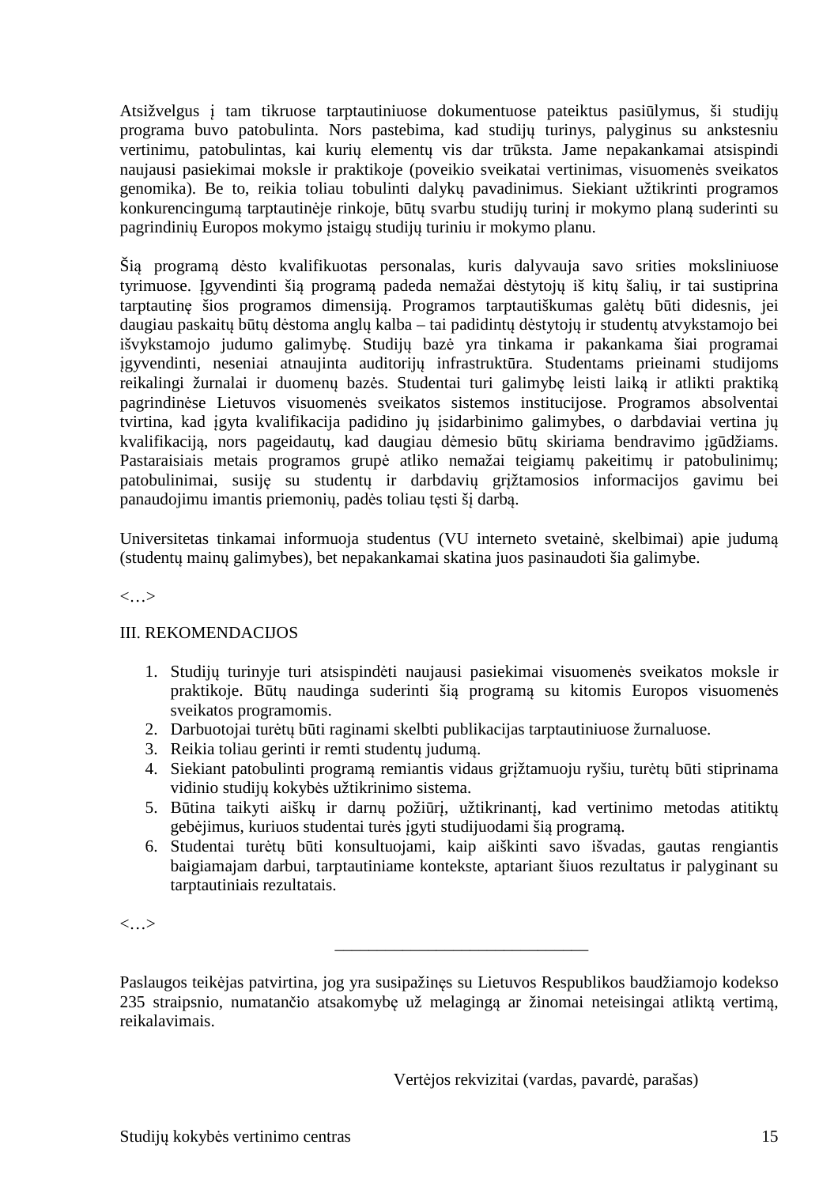Atsižvelgus į tam tikruose tarptautiniuose dokumentuose pateiktus pasiūlymus, ši studijų programa buvo patobulinta. Nors pastebima, kad studijų turinys, palyginus su ankstesniu vertinimu, patobulintas, kai kurių elementų vis dar trūksta. Jame nepakankamai atsispindi naujausi pasiekimai moksle ir praktikoje (poveikio sveikatai vertinimas, visuomenės sveikatos genomika). Be to, reikia toliau tobulinti dalykų pavadinimus. Siekiant užtikrinti programos konkurencingumą tarptautinėje rinkoje, būtų svarbu studijų turinį ir mokymo planą suderinti su pagrindinių Europos mokymo įstaigų studijų turiniu ir mokymo planu.

Šią programą dėsto kvalifikuotas personalas, kuris dalyvauja savo srities moksliniuose tyrimuose. Įgyvendinti šią programą padeda nemažai dėstytojų iš kitų šalių, ir tai sustiprina tarptautinę šios programos dimensiją. Programos tarptautiškumas galėtų būti didesnis, jei daugiau paskaitų būtų dėstoma anglų kalba – tai padidintų dėstytojų ir studentų atvykstamojo bei išvykstamojo judumo galimybę. Studijų bazė yra tinkama ir pakankama šiai programai įgyvendinti, neseniai atnaujinta auditorijų infrastruktūra. Studentams prieinami studijoms reikalingi žurnalai ir duomenų bazės. Studentai turi galimybę leisti laiką ir atlikti praktiką pagrindinėse Lietuvos visuomenės sveikatos sistemos institucijose. Programos absolventai tvirtina, kad įgyta kvalifikacija padidino jų įsidarbinimo galimybes, o darbdaviai vertina jų kvalifikaciją, nors pageidautų, kad daugiau dėmesio būtų skiriama bendravimo įgūdžiams. Pastaraisiais metais programos grupė atliko nemažai teigiamų pakeitimų ir patobulinimų; patobulinimai, susiję su studentų ir darbdavių grįžtamosios informacijos gavimu bei panaudojimu imantis priemonių, padės toliau tęsti šį darbą.

Universitetas tinkamai informuoja studentus (VU interneto svetainė, skelbimai) apie judumą (studentų mainų galimybes), bet nepakankamai skatina juos pasinaudoti šia galimybe.

<…>

III. REKOMENDACIJOS

1. Studijų turinyje turi atsispindėti naujausi pasiekimai visuomenės sveikatos moksle ir praktikoje. Būtų naudinga suderinti šią programą su kitomis Europos visuomenės sveikatos programomis.
2. Darbuotojai turėtų būti raginami skelbti publikacijas tarptautiniuose žurnaluose.
3. Reikia toliau gerinti ir remti studentų judumą.
4. Siekiant patobulinti programą remiantis vidaus grįžtamuoju ryšiu, turėtų būti stiprinama vidinio studijų kokybės užtikrinimo sistema.
5. Būtina taikyti aiškų ir darnų požiūrį, užtikrinantį, kad vertinimo metodas atitiktų gebėjimus, kuriuos studentai turės įgyti studijuodami šią programą.
6. Studentai turėtų būti konsultuojami, kaip aiškinti savo išvadas, gautas rengiantis baigiamajam darbui, tarptautiniame kontekste, aptariant šiuos rezultatus ir palyginant su tarptautiniais rezultatais.

<…>

______________________________

Paslaugos teikėjas patvirtina, jog yra susipažinęs su Lietuvos Respublikos baudžiamojo kodekso 235 straipsnio, numatančio atsakomybę už melagingą ar žinomai neteisingai atliktą vertimą, reikalavimais.

Vertėjos rekvizitai (vardas, pavardė, parašas)